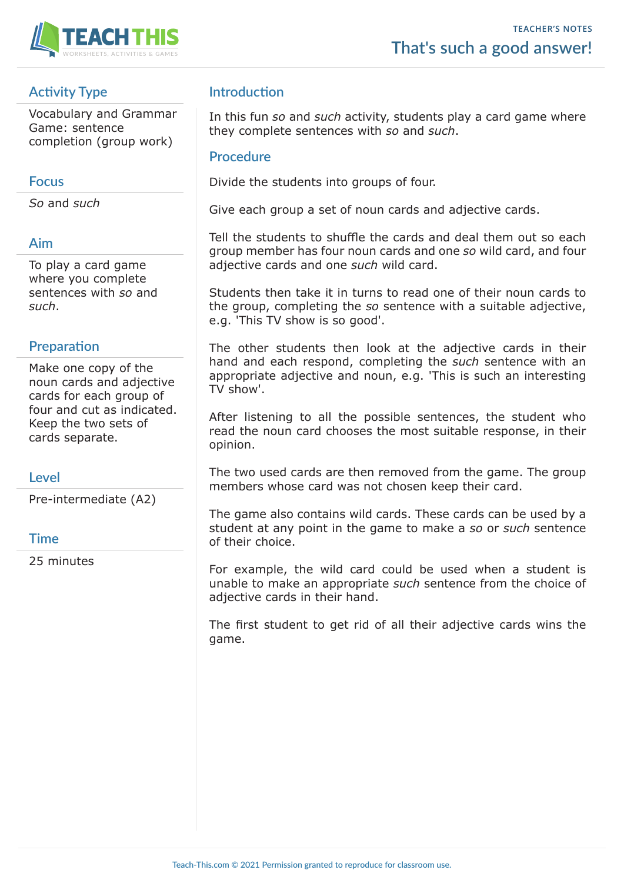TEACHER'S NOTES

# That's such a good answer!

## Activity Type

Vocabulary and Grammar Game: sentence completion (group work)

## Focus

*So* and *such*

## Aim

To play a card game where you complete sentences with *so* and *such*.

## Preparation

Make one copy of the noun cards and adjective cards for each group of four and cut as indicated. Keep the two sets of cards separate.

## Level

Pre-intermediate (A2)

## Time

25 minutes

## Introduction

In this fun *so* and *such* activity, students play a card game where they complete sentences with *so* and *such*.

## Procedure

Divide the students into groups of four.

Give each group a set of noun cards and adjective cards.

Tell the students to shuffle the cards and deal them out so each group member has four noun cards and one *so* wild card, and four adjective cards and one *such* wild card.

Students then take it in turns to read one of their noun cards to the group, completing the *so* sentence with a suitable adjective, e.g. 'This TV show is so good'.

The other students then look at the adjective cards in their hand and each respond, completing the *such* sentence with an appropriate adjective and noun, e.g. 'This is such an interesting TV show'.

After listening to all the possible sentences, the student who read the noun card chooses the most suitable response, in their opinion.

The two used cards are then removed from the game. The group members whose card was not chosen keep their card.

The game also contains wild cards. These cards can be used by a student at any point in the game to make a *so* or *such* sentence of their choice.

For example, the wild card could be used when a student is unable to make an appropriate *such* sentence from the choice of adjective cards in their hand.

The first student to get rid of all their adjective cards wins the game.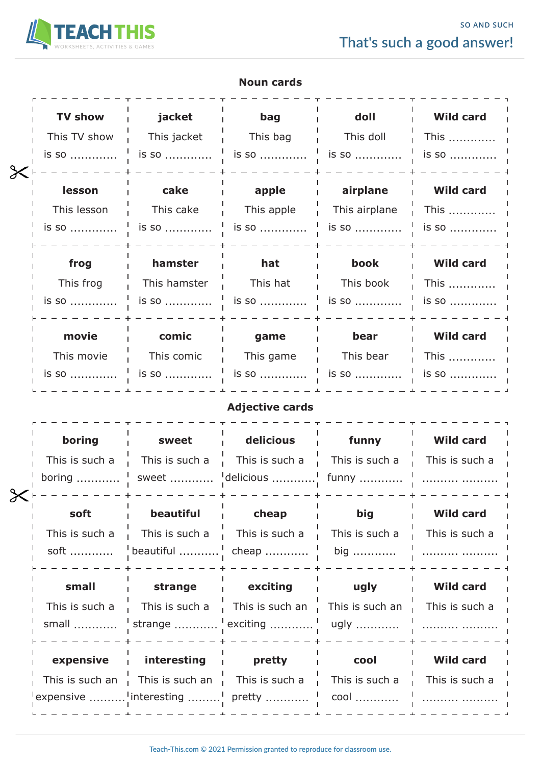## That's such a good answer!

### Noun cards

| | | | | |
|---|---|---|---|---|
| **TV show** This TV show is so ............. | **jacket** This jacket is so ............. | **bag** This bag is so ............. | **doll** This doll is so ............. | **Wild card** This ............. is so ............. |
| **lesson** This lesson is so ............. | **cake** This cake is so ............. | **apple** This apple is so ............. | **airplane** This airplane is so ............. | **Wild card** This ............. is so ............. |
| **frog** This frog is so ............. | **hamster** This hamster is so ............. | **hat** This hat is so ............. | **book** This book is so ............. | **Wild card** This ............. is so ............. |
| **movie** This movie is so ............. | **comic** This comic is so ............. | **game** This game is so ............. | **bear** This bear is so ............. | **Wild card** This ............. is so ............. |

### Adjective cards

| | | | | |
|---|---|---|---|---|
| **boring** This is such a boring ............ | **sweet** This is such a sweet ............ | **delicious** This is such a delicious ............ | **funny** This is such a funny ............ | **Wild card** This is such a .......... .......... |
| **soft** This is such a soft ............ | **beautiful** This is such a beautiful ........... | **cheap** This is such a cheap ............ | **big** This is such a big ............ | **Wild card** This is such a .......... .......... |
| **small** This is such a small ............ | **strange** This is such a strange ............ | **exciting** This is such an exciting ............ | **ugly** This is such an ugly ............ | **Wild card** This is such a .......... .......... |
| **expensive** This is such an expensive .......... | **interesting** This is such an interesting ......... | **pretty** This is such a pretty ............ | **cool** This is such a cool ............ | **Wild card** This is such a .......... .......... |